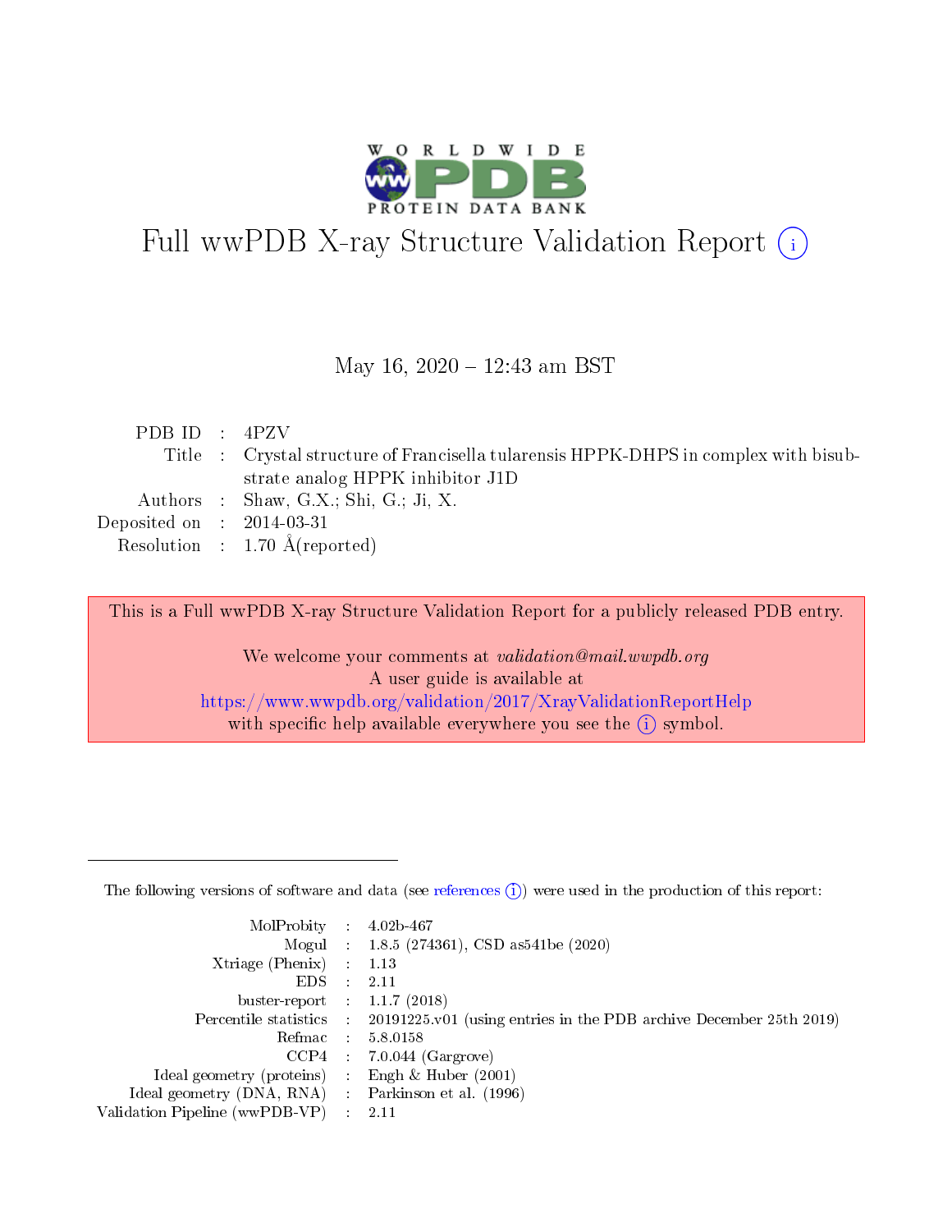# Full wwPDB X-ray Structure Validation Report

May 16, 2020 – 12:43 am BST

| | | |
|---|---|---|
| PDB ID | : | 4PZV |
| Title | : | Crystal structure of Francisella tularensis HPPK-DHPS in complex with bisubstrate analog HPPK inhibitor J1D |
| Authors | : | Shaw, G.X.; Shi, G.; Ji, X. |
| Deposited on | : | 2014-03-31 |
| Resolution | : | 1.70 Å(reported) |

This is a Full wwPDB X-ray Structure Validation Report for a publicly released PDB entry.

We welcome your comments at *validation@mail.wwpdb.org*
A user guide is available at
https://www.wwpdb.org/validation/2017/XrayValidationReportHelp
with specific help available everywhere you see the (i) symbol.

The following versions of software and data (see references (i)) were used in the production of this report:

| | | |
|---|---|---|
| MolProbity | : | 4.02b-467 |
| Mogul | : | 1.8.5 (274361), CSD as541be (2020) |
| Xtriage (Phenix) | : | 1.13 |
| EDS | : | 2.11 |
| buster-report | : | 1.1.7 (2018) |
| Percentile statistics | : | 20191225.v01 (using entries in the PDB archive December 25th 2019) |
| Refmac | : | 5.8.0158 |
| CCP4 | : | 7.0.044 (Gargrove) |
| Ideal geometry (proteins) | : | Engh & Huber (2001) |
| Ideal geometry (DNA, RNA) | : | Parkinson et al. (1996) |
| Validation Pipeline (wwPDB-VP) | : | 2.11 |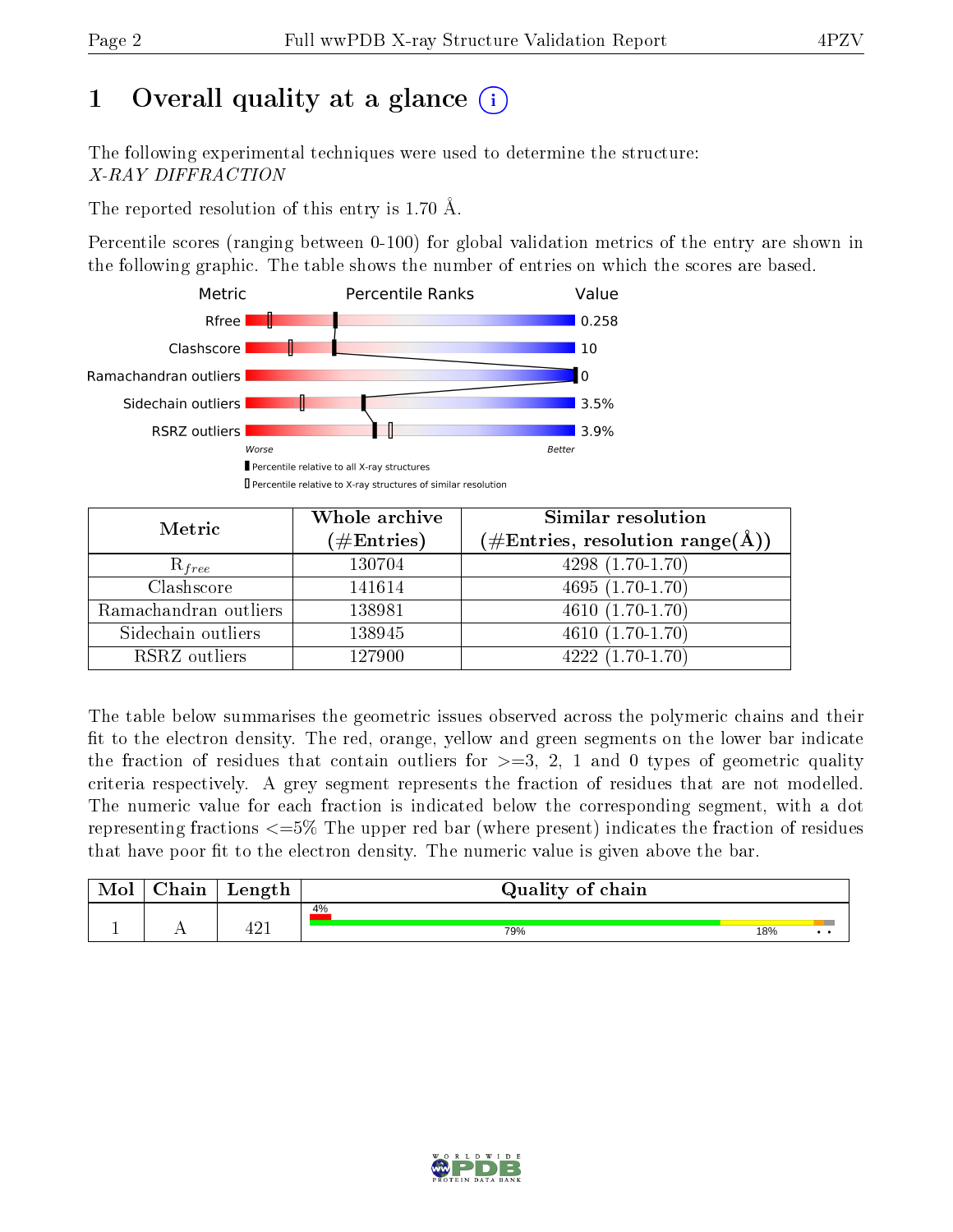# 1 Overall quality at a glance

The following experimental techniques were used to determine the structure:
*X-RAY DIFFRACTION*

The reported resolution of this entry is 1.70 Å.

Percentile scores (ranging between 0-100) for global validation metrics of the entry are shown in the following graphic. The table shows the number of entries on which the scores are based.

| Metric | Value |
|---|---|
| Rfree | 0.258 |
| Clashscore | 10 |
| Ramachandran outliers | 0 |
| Sidechain outliers | 3.5% |
| RSRZ outliers | 3.9% |

Worse — Better

▮ Percentile relative to all X-ray structures
▯ Percentile relative to X-ray structures of similar resolution

| Metric | Whole archive (#Entries) | Similar resolution (#Entries, resolution range(Å)) |
|---|---|---|
| $R_{free}$ | 130704 | 4298 (1.70-1.70) |
| Clashscore | 141614 | 4695 (1.70-1.70) |
| Ramachandran outliers | 138981 | 4610 (1.70-1.70) |
| Sidechain outliers | 138945 | 4610 (1.70-1.70) |
| RSRZ outliers | 127900 | 4222 (1.70-1.70) |

The table below summarises the geometric issues observed across the polymeric chains and their fit to the electron density. The red, orange, yellow and green segments on the lower bar indicate the fraction of residues that contain outliers for >=3, 2, 1 and 0 types of geometric quality criteria respectively. A grey segment represents the fraction of residues that are not modelled. The numeric value for each fraction is indicated below the corresponding segment, with a dot representing fractions <=5% The upper red bar (where present) indicates the fraction of residues that have poor fit to the electron density. The numeric value is given above the bar.

| Mol | Chain | Length | Quality of chain |
|---|---|---|---|
| 1 | A | 421 | 4% (poor fit); 79% / 18% / • / • |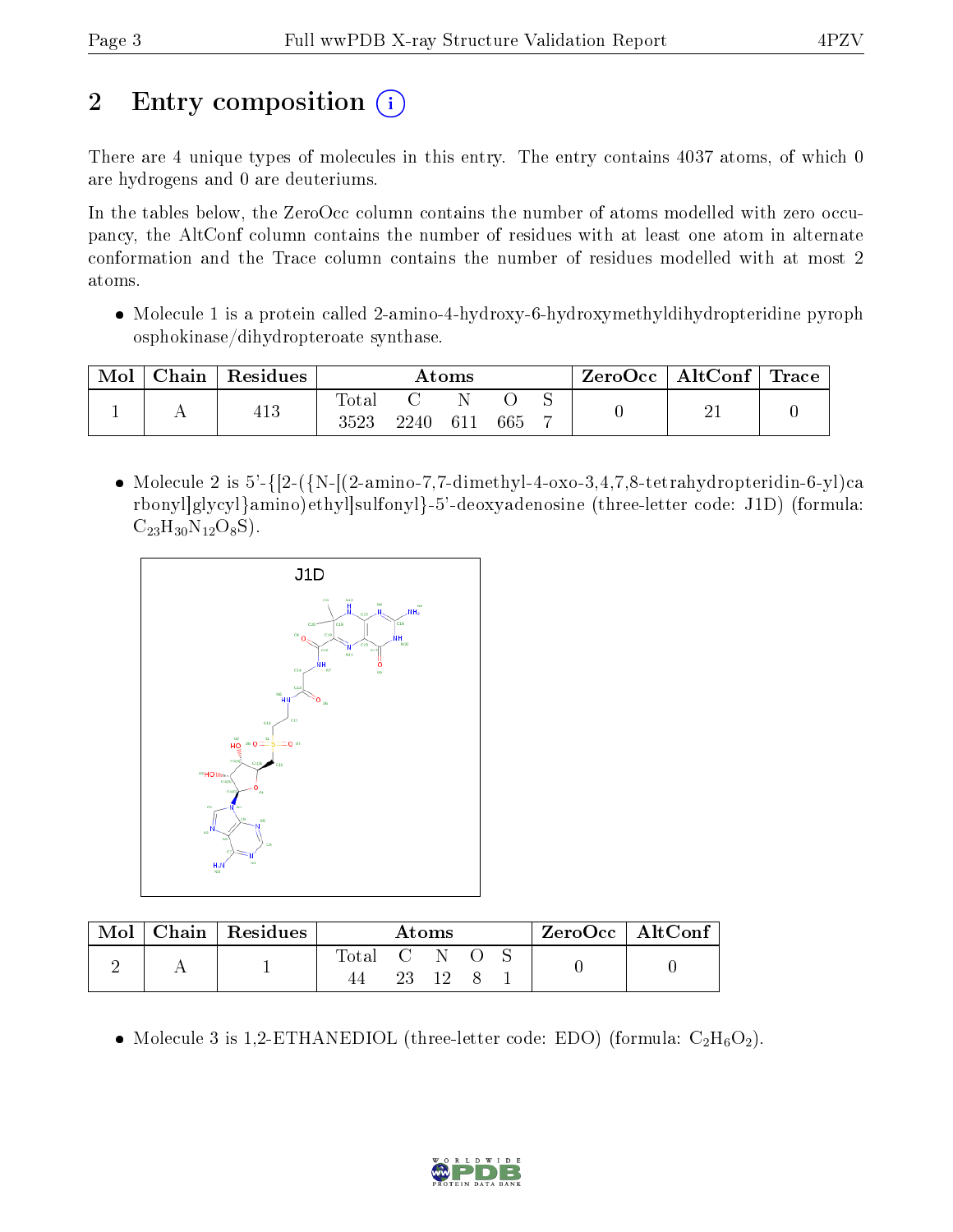# 2 Entry composition (i)

There are 4 unique types of molecules in this entry. The entry contains 4037 atoms, of which 0 are hydrogens and 0 are deuteriums.

In the tables below, the ZeroOcc column contains the number of atoms modelled with zero occupancy, the AltConf column contains the number of residues with at least one atom in alternate conformation and the Trace column contains the number of residues modelled with at most 2 atoms.

- Molecule 1 is a protein called 2-amino-4-hydroxy-6-hydroxymethyldihydropteridine pyrophosphokinase/dihydropteroate synthase.

| Mol | Chain | Residues | Atoms | | | | | ZeroOcc | AltConf | Trace |
|---|---|---|---|---|---|---|---|---|---|---|
| 1 | A | 413 | Total 3523 | C 2240 | N 611 | O 665 | S 7 | 0 | 21 | 0 |

- Molecule 2 is 5'-{[2-({N-[(2-amino-7,7-dimethyl-4-oxo-3,4,7,8-tetrahydropteridin-6-yl)carbonyl]glycyl}amino)ethyl]sulfonyl}-5'-deoxyadenosine (three-letter code: J1D) (formula: $C_{23}H_{30}N_{12}O_8S$).

| Mol | Chain | Residues | Atoms | | | | | ZeroOcc | AltConf |
|---|---|---|---|---|---|---|---|---|---|
| 2 | A | 1 | Total 44 | C 23 | N 12 | O 8 | S 1 | 0 | 0 |

- Molecule 3 is 1,2-ETHANEDIOL (three-letter code: EDO) (formula: $C_2H_6O_2$).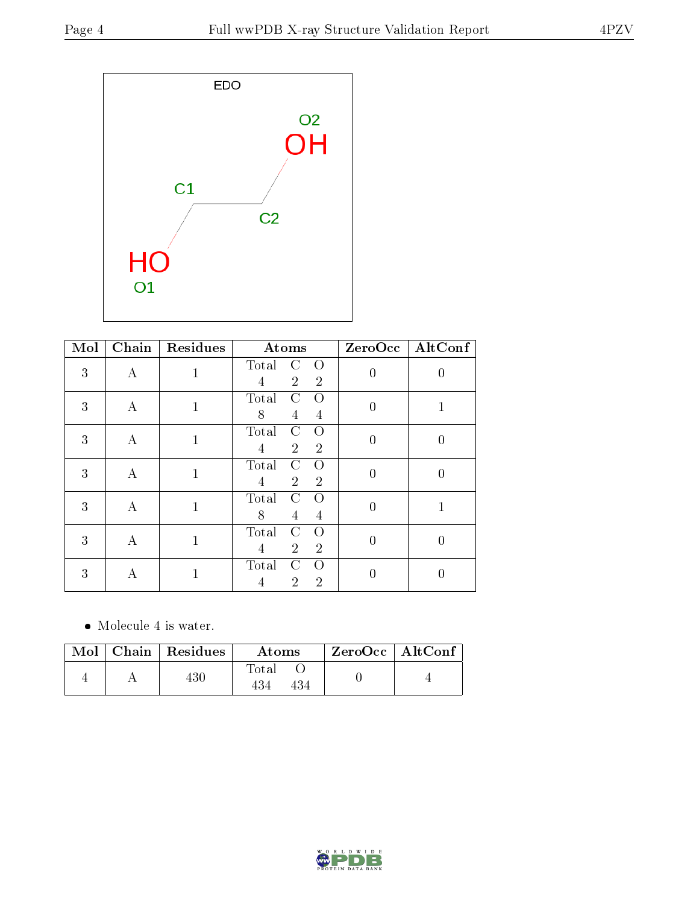EDO

| Mol | Chain | Residues | Atoms | | | ZeroOcc | AltConf |
|---|---|---|---|---|---|---|---|
| | | | Total | C | O | | |
| 3 | A | 1 | 4 | 2 | 2 | 0 | 0 |
| 3 | A | 1 | 8 | 4 | 4 | 0 | 1 |
| 3 | A | 1 | 4 | 2 | 2 | 0 | 0 |
| 3 | A | 1 | 4 | 2 | 2 | 0 | 0 |
| 3 | A | 1 | 8 | 4 | 4 | 0 | 1 |
| 3 | A | 1 | 4 | 2 | 2 | 0 | 0 |
| 3 | A | 1 | 4 | 2 | 2 | 0 | 0 |

- Molecule 4 is water.

| Mol | Chain | Residues | Atoms | | ZeroOcc | AltConf |
|---|---|---|---|---|---|---|
| | | | Total | O | | |
| 4 | A | 430 | 434 | 434 | 0 | 4 |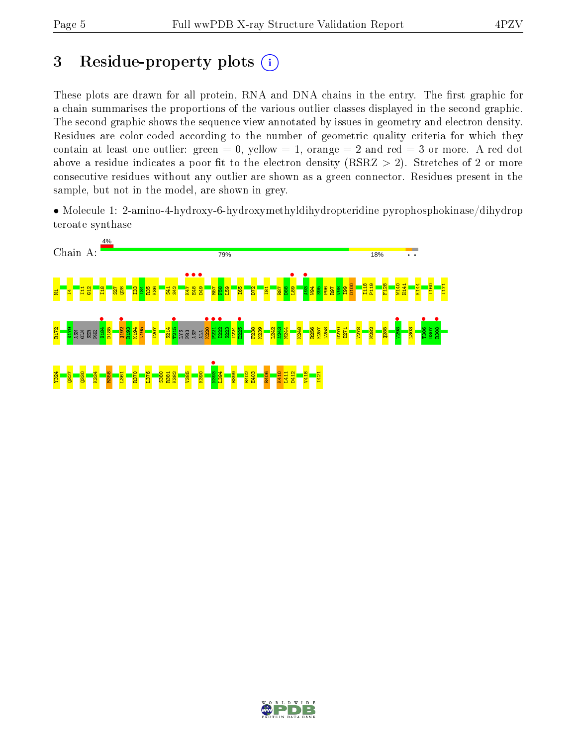# 3 Residue-property plots

These plots are drawn for all protein, RNA and DNA chains in the entry. The first graphic for a chain summarises the proportions of the various outlier classes displayed in the second graphic. The second graphic shows the sequence view annotated by issues in geometry and electron density. Residues are color-coded according to the number of geometric quality criteria for which they contain at least one outlier: green = 0, yellow = 1, orange = 2 and red = 3 or more. A red dot above a residue indicates a poor fit to the electron density (RSRZ > 2). Stretches of 2 or more consecutive residues without any outlier are shown as a green connector. Residues present in the sample, but not in the model, are shown in grey.

- Molecule 1: 2-amino-4-hydroxy-6-hydroxymethyldihydropteridine pyrophosphokinase/dihydropteroate synthase

Chain A: 4% | 79% | 18% | • •

M1 I4 I11 G12 I18 S27 Q28 I33 I34 R35 K36 S41 S42 K47 E48 D49 R57 F58 L59 I65 D72 I81 R87 D88 L89 A93 W94 S95 P96 R97 V98 I99 D100 I118 P119 F128 W140 H141 K144 I160 I171

R172 S179 ASN GLN SER PHE S184 D185 Q192 R193 K194 L195 I207 S214 T215 LYS PRO ASP ALA K220 P221 I222 S223 I224 E225 F238 K239 L242 A243 N244 K248 R256 K257 L258 D270 I271 V278 N282 Q285 V298 L303 T306 D307 R308

Y324 Q327 Q330 K334 R358 L361 R370 L376 S380 R381 K382 V385 K390 N393 L394 R399 R402 E403 R406 K410 L411 D412 V418 I421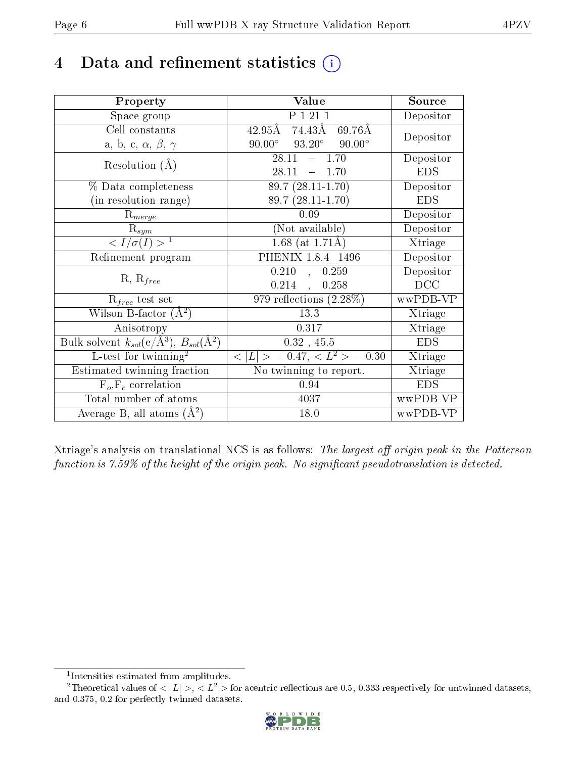# 4 Data and refinement statistics

| Property | Value | Source |
|---|---|---|
| Space group | P 1 21 1 | Depositor |
| Cell constants<br>a, b, c, $\alpha$, $\beta$, $\gamma$ | 42.95Å 74.43Å 69.76Å<br>90.00° 93.20° 90.00° | Depositor |
| Resolution (Å) | 28.11 – 1.70<br>28.11 – 1.70 | Depositor<br>EDS |
| % Data completeness<br>(in resolution range) | 89.7 (28.11-1.70)<br>89.7 (28.11-1.70) | Depositor<br>EDS |
| $R_{merge}$ | 0.09 | Depositor |
| $R_{sym}$ | (Not available) | Depositor |
| $< I/\sigma(I) >$ [1] | 1.68 (at 1.71Å) | Xtriage |
| Refinement program | PHENIX 1.8.4_1496 | Depositor |
| R, $R_{free}$ | 0.210 , 0.259<br>0.214 , 0.258 | Depositor<br>DCC |
| $R_{free}$ test set | 979 reflections (2.28%) | wwPDB-VP |
| Wilson B-factor (Å$^2$) | 13.3 | Xtriage |
| Anisotropy | 0.317 | Xtriage |
| Bulk solvent $k_{sol}$(e/Å$^3$), $B_{sol}$(Å$^2$) | 0.32 , 45.5 | EDS |
| L-test for twinning[2] | $< \|L\| >$ = 0.47, $< L^2 >$ = 0.30 | Xtriage |
| Estimated twinning fraction | No twinning to report. | Xtriage |
| $F_o$,$F_c$ correlation | 0.94 | EDS |
| Total number of atoms | 4037 | wwPDB-VP |
| Average B, all atoms (Å$^2$) | 18.0 | wwPDB-VP |

Xtriage's analysis on translational NCS is as follows: *The largest off-origin peak in the Patterson function is 7.59% of the height of the origin peak. No significant pseudotranslation is detected.*

[1] Intensities estimated from amplitudes.

[2] Theoretical values of $< |L| >$, $< L^2 >$ for acentric reflections are 0.5, 0.333 respectively for untwinned datasets, and 0.375, 0.2 for perfectly twinned datasets.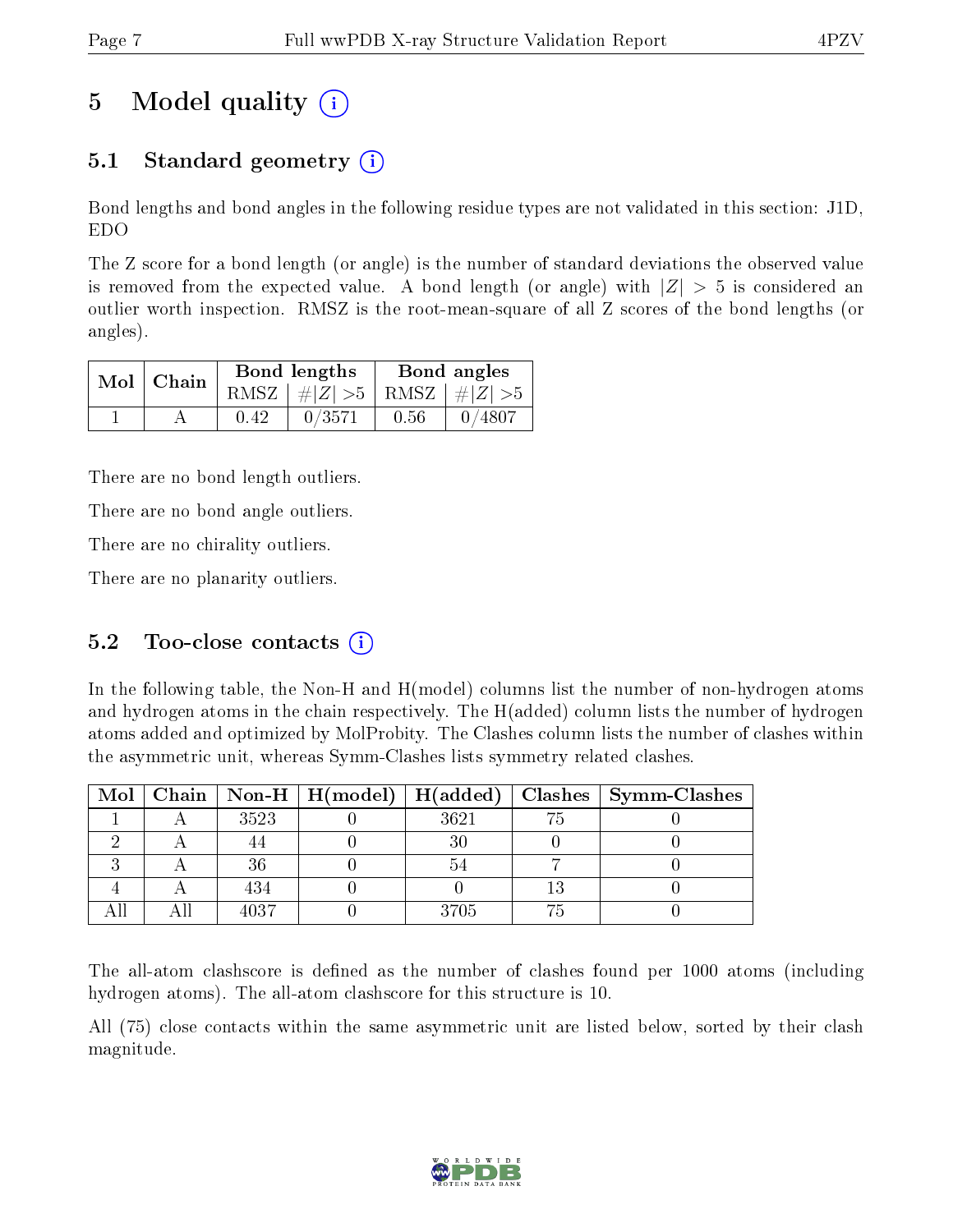# 5 Model quality (i)

## 5.1 Standard geometry (i)

Bond lengths and bond angles in the following residue types are not validated in this section: J1D, EDO

The Z score for a bond length (or angle) is the number of standard deviations the observed value is removed from the expected value. A bond length (or angle) with $|Z| > 5$ is considered an outlier worth inspection. RMSZ is the root-mean-square of all Z scores of the bond lengths (or angles).

| Mol | Chain | Bond lengths | | Bond angles | |
|---|---|---|---|---|---|
| | | RMSZ | $\#|Z| > 5$ | RMSZ | $\#|Z| > 5$ |
| 1 | A | 0.42 | 0/3571 | 0.56 | 0/4807 |

There are no bond length outliers.

There are no bond angle outliers.

There are no chirality outliers.

There are no planarity outliers.

## 5.2 Too-close contacts (i)

In the following table, the Non-H and H(model) columns list the number of non-hydrogen atoms and hydrogen atoms in the chain respectively. The H(added) column lists the number of hydrogen atoms added and optimized by MolProbity. The Clashes column lists the number of clashes within the asymmetric unit, whereas Symm-Clashes lists symmetry related clashes.

| Mol | Chain | Non-H | H(model) | H(added) | Clashes | Symm-Clashes |
|---|---|---|---|---|---|---|
| 1 | A | 3523 | 0 | 3621 | 75 | 0 |
| 2 | A | 44 | 0 | 30 | 0 | 0 |
| 3 | A | 36 | 0 | 54 | 7 | 0 |
| 4 | A | 434 | 0 | 0 | 13 | 0 |
| All | All | 4037 | 0 | 3705 | 75 | 0 |

The all-atom clashscore is defined as the number of clashes found per 1000 atoms (including hydrogen atoms). The all-atom clashscore for this structure is 10.

All (75) close contacts within the same asymmetric unit are listed below, sorted by their clash magnitude.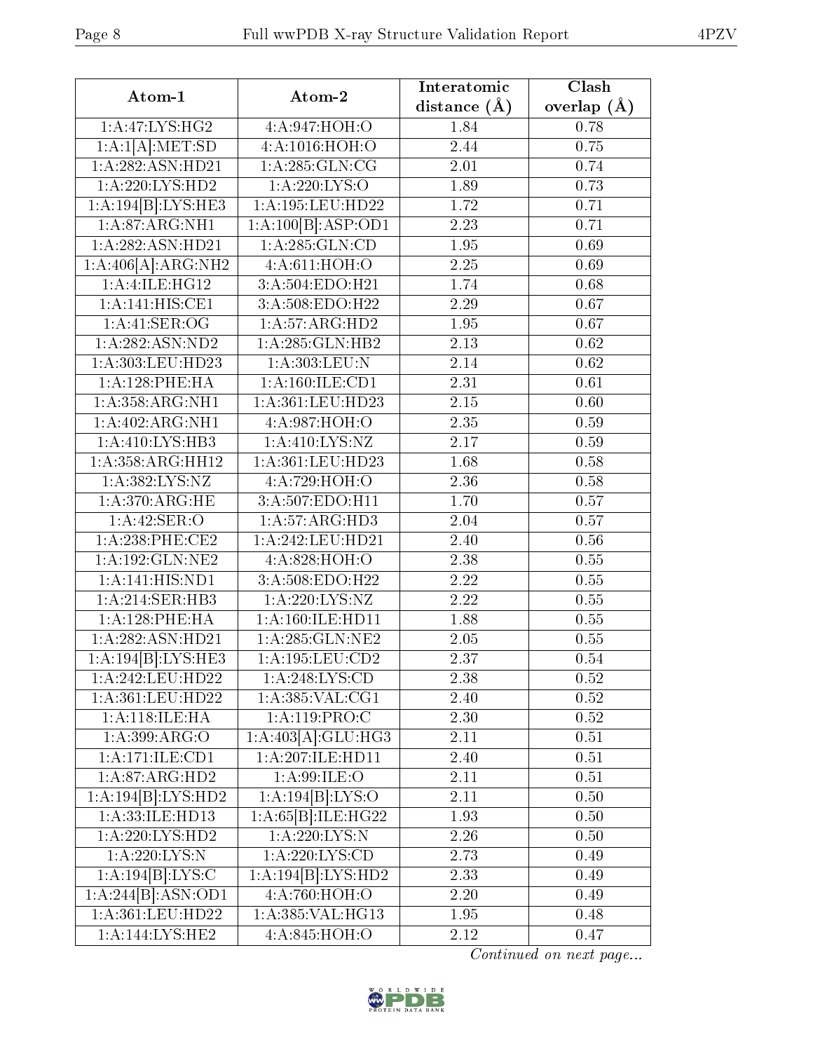| Atom-1 | Atom-2 | Interatomic distance (Å) | Clash overlap (Å) |
|---|---|---|---|
| 1:A:47:LYS:HG2 | 4:A:947:HOH:O | 1.84 | 0.78 |
| 1:A:1[A]:MET:SD | 4:A:1016:HOH:O | 2.44 | 0.75 |
| 1:A:282:ASN:HD21 | 1:A:285:GLN:CG | 2.01 | 0.74 |
| 1:A:220:LYS:HD2 | 1:A:220:LYS:O | 1.89 | 0.73 |
| 1:A:194[B]:LYS:HE3 | 1:A:195:LEU:HD22 | 1.72 | 0.71 |
| 1:A:87:ARG:NH1 | 1:A:100[B]:ASP:OD1 | 2.23 | 0.71 |
| 1:A:282:ASN:HD21 | 1:A:285:GLN:CD | 1.95 | 0.69 |
| 1:A:406[A]:ARG:NH2 | 4:A:611:HOH:O | 2.25 | 0.69 |
| 1:A:4:ILE:HG12 | 3:A:504:EDO:H21 | 1.74 | 0.68 |
| 1:A:141:HIS:CE1 | 3:A:508:EDO:H22 | 2.29 | 0.67 |
| 1:A:41:SER:OG | 1:A:57:ARG:HD2 | 1.95 | 0.67 |
| 1:A:282:ASN:ND2 | 1:A:285:GLN:HB2 | 2.13 | 0.62 |
| 1:A:303:LEU:HD23 | 1:A:303:LEU:N | 2.14 | 0.62 |
| 1:A:128:PHE:HA | 1:A:160:ILE:CD1 | 2.31 | 0.61 |
| 1:A:358:ARG:NH1 | 1:A:361:LEU:HD23 | 2.15 | 0.60 |
| 1:A:402:ARG:NH1 | 4:A:987:HOH:O | 2.35 | 0.59 |
| 1:A:410:LYS:HB3 | 1:A:410:LYS:NZ | 2.17 | 0.59 |
| 1:A:358:ARG:HH12 | 1:A:361:LEU:HD23 | 1.68 | 0.58 |
| 1:A:382:LYS:NZ | 4:A:729:HOH:O | 2.36 | 0.58 |
| 1:A:370:ARG:HE | 3:A:507:EDO:H11 | 1.70 | 0.57 |
| 1:A:42:SER:O | 1:A:57:ARG:HD3 | 2.04 | 0.57 |
| 1:A:238:PHE:CE2 | 1:A:242:LEU:HD21 | 2.40 | 0.56 |
| 1:A:192:GLN:NE2 | 4:A:828:HOH:O | 2.38 | 0.55 |
| 1:A:141:HIS:ND1 | 3:A:508:EDO:H22 | 2.22 | 0.55 |
| 1:A:214:SER:HB3 | 1:A:220:LYS:NZ | 2.22 | 0.55 |
| 1:A:128:PHE:HA | 1:A:160:ILE:HD11 | 1.88 | 0.55 |
| 1:A:282:ASN:HD21 | 1:A:285:GLN:NE2 | 2.05 | 0.55 |
| 1:A:194[B]:LYS:HE3 | 1:A:195:LEU:CD2 | 2.37 | 0.54 |
| 1:A:242:LEU:HD22 | 1:A:248:LYS:CD | 2.38 | 0.52 |
| 1:A:361:LEU:HD22 | 1:A:385:VAL:CG1 | 2.40 | 0.52 |
| 1:A:118:ILE:HA | 1:A:119:PRO:C | 2.30 | 0.52 |
| 1:A:399:ARG:O | 1:A:403[A]:GLU:HG3 | 2.11 | 0.51 |
| 1:A:171:ILE:CD1 | 1:A:207:ILE:HD11 | 2.40 | 0.51 |
| 1:A:87:ARG:HD2 | 1:A:99:ILE:O | 2.11 | 0.51 |
| 1:A:194[B]:LYS:HD2 | 1:A:194[B]:LYS:O | 2.11 | 0.50 |
| 1:A:33:ILE:HD13 | 1:A:65[B]:ILE:HG22 | 1.93 | 0.50 |
| 1:A:220:LYS:HD2 | 1:A:220:LYS:N | 2.26 | 0.50 |
| 1:A:220:LYS:N | 1:A:220:LYS:CD | 2.73 | 0.49 |
| 1:A:194[B]:LYS:C | 1:A:194[B]:LYS:HD2 | 2.33 | 0.49 |
| 1:A:244[B]:ASN:OD1 | 4:A:760:HOH:O | 2.20 | 0.49 |
| 1:A:361:LEU:HD22 | 1:A:385:VAL:HG13 | 1.95 | 0.48 |
| 1:A:144:LYS:HE2 | 4:A:845:HOH:O | 2.12 | 0.47 |

*Continued on next page...*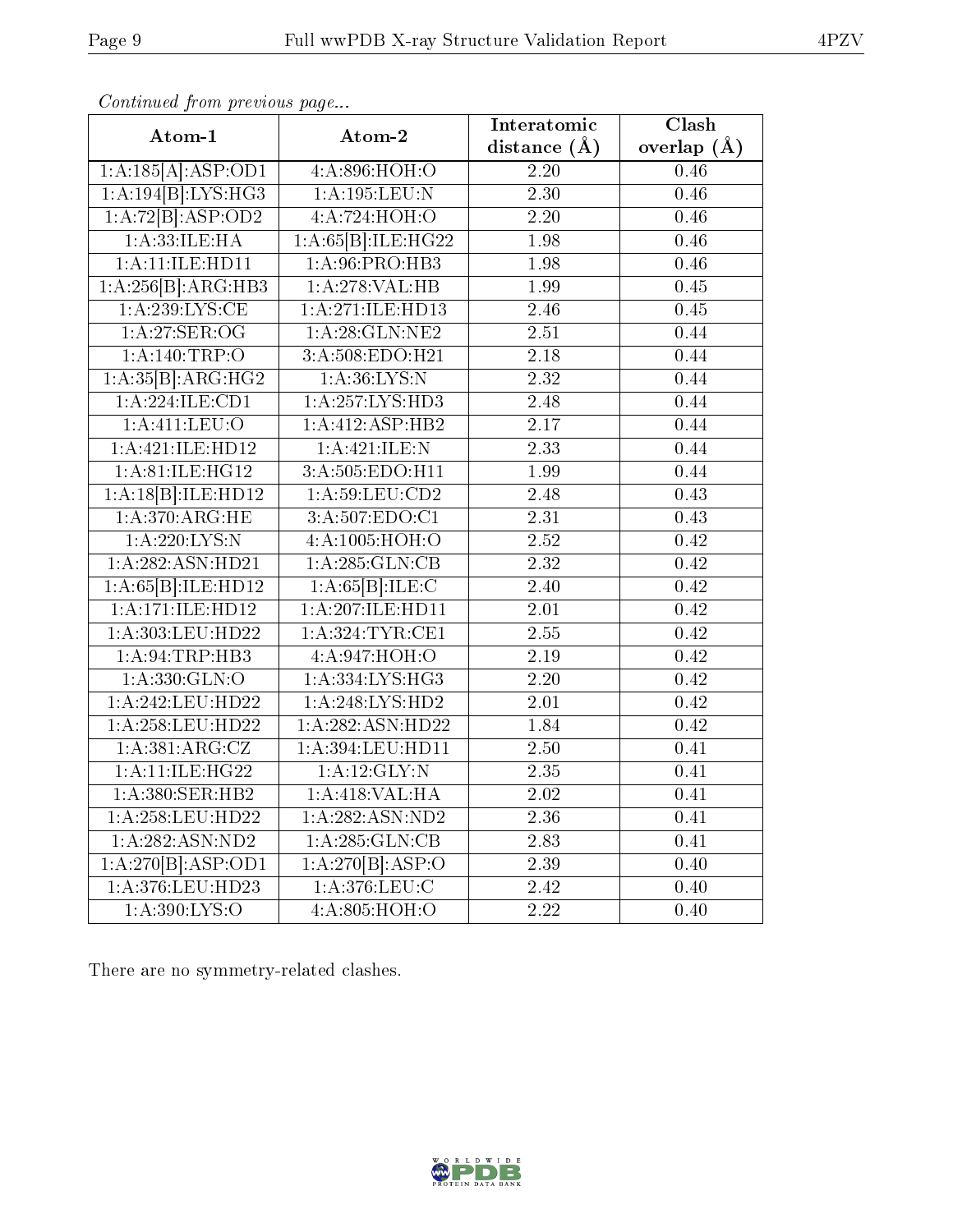*Continued from previous page...*

| Atom-1 | Atom-2 | Interatomic distance (Å) | Clash overlap (Å) |
|---|---|---|---|
| 1:A:185[A]:ASP:OD1 | 4:A:896:HOH:O | 2.20 | 0.46 |
| 1:A:194[B]:LYS:HG3 | 1:A:195:LEU:N | 2.30 | 0.46 |
| 1:A:72[B]:ASP:OD2 | 4:A:724:HOH:O | 2.20 | 0.46 |
| 1:A:33:ILE:HA | 1:A:65[B]:ILE:HG22 | 1.98 | 0.46 |
| 1:A:11:ILE:HD11 | 1:A:96:PRO:HB3 | 1.98 | 0.46 |
| 1:A:256[B]:ARG:HB3 | 1:A:278:VAL:HB | 1.99 | 0.45 |
| 1:A:239:LYS:CE | 1:A:271:ILE:HD13 | 2.46 | 0.45 |
| 1:A:27:SER:OG | 1:A:28:GLN:NE2 | 2.51 | 0.44 |
| 1:A:140:TRP:O | 3:A:508:EDO:H21 | 2.18 | 0.44 |
| 1:A:35[B]:ARG:HG2 | 1:A:36:LYS:N | 2.32 | 0.44 |
| 1:A:224:ILE:CD1 | 1:A:257:LYS:HD3 | 2.48 | 0.44 |
| 1:A:411:LEU:O | 1:A:412:ASP:HB2 | 2.17 | 0.44 |
| 1:A:421:ILE:HD12 | 1:A:421:ILE:N | 2.33 | 0.44 |
| 1:A:81:ILE:HG12 | 3:A:505:EDO:H11 | 1.99 | 0.44 |
| 1:A:18[B]:ILE:HD12 | 1:A:59:LEU:CD2 | 2.48 | 0.43 |
| 1:A:370:ARG:HE | 3:A:507:EDO:C1 | 2.31 | 0.43 |
| 1:A:220:LYS:N | 4:A:1005:HOH:O | 2.52 | 0.42 |
| 1:A:282:ASN:HD21 | 1:A:285:GLN:CB | 2.32 | 0.42 |
| 1:A:65[B]:ILE:HD12 | 1:A:65[B]:ILE:C | 2.40 | 0.42 |
| 1:A:171:ILE:HD12 | 1:A:207:ILE:HD11 | 2.01 | 0.42 |
| 1:A:303:LEU:HD22 | 1:A:324:TYR:CE1 | 2.55 | 0.42 |
| 1:A:94:TRP:HB3 | 4:A:947:HOH:O | 2.19 | 0.42 |
| 1:A:330:GLN:O | 1:A:334:LYS:HG3 | 2.20 | 0.42 |
| 1:A:242:LEU:HD22 | 1:A:248:LYS:HD2 | 2.01 | 0.42 |
| 1:A:258:LEU:HD22 | 1:A:282:ASN:HD22 | 1.84 | 0.42 |
| 1:A:381:ARG:CZ | 1:A:394:LEU:HD11 | 2.50 | 0.41 |
| 1:A:11:ILE:HG22 | 1:A:12:GLY:N | 2.35 | 0.41 |
| 1:A:380:SER:HB2 | 1:A:418:VAL:HA | 2.02 | 0.41 |
| 1:A:258:LEU:HD22 | 1:A:282:ASN:ND2 | 2.36 | 0.41 |
| 1:A:282:ASN:ND2 | 1:A:285:GLN:CB | 2.83 | 0.41 |
| 1:A:270[B]:ASP:OD1 | 1:A:270[B]:ASP:O | 2.39 | 0.40 |
| 1:A:376:LEU:HD23 | 1:A:376:LEU:C | 2.42 | 0.40 |
| 1:A:390:LYS:O | 4:A:805:HOH:O | 2.22 | 0.40 |

There are no symmetry-related clashes.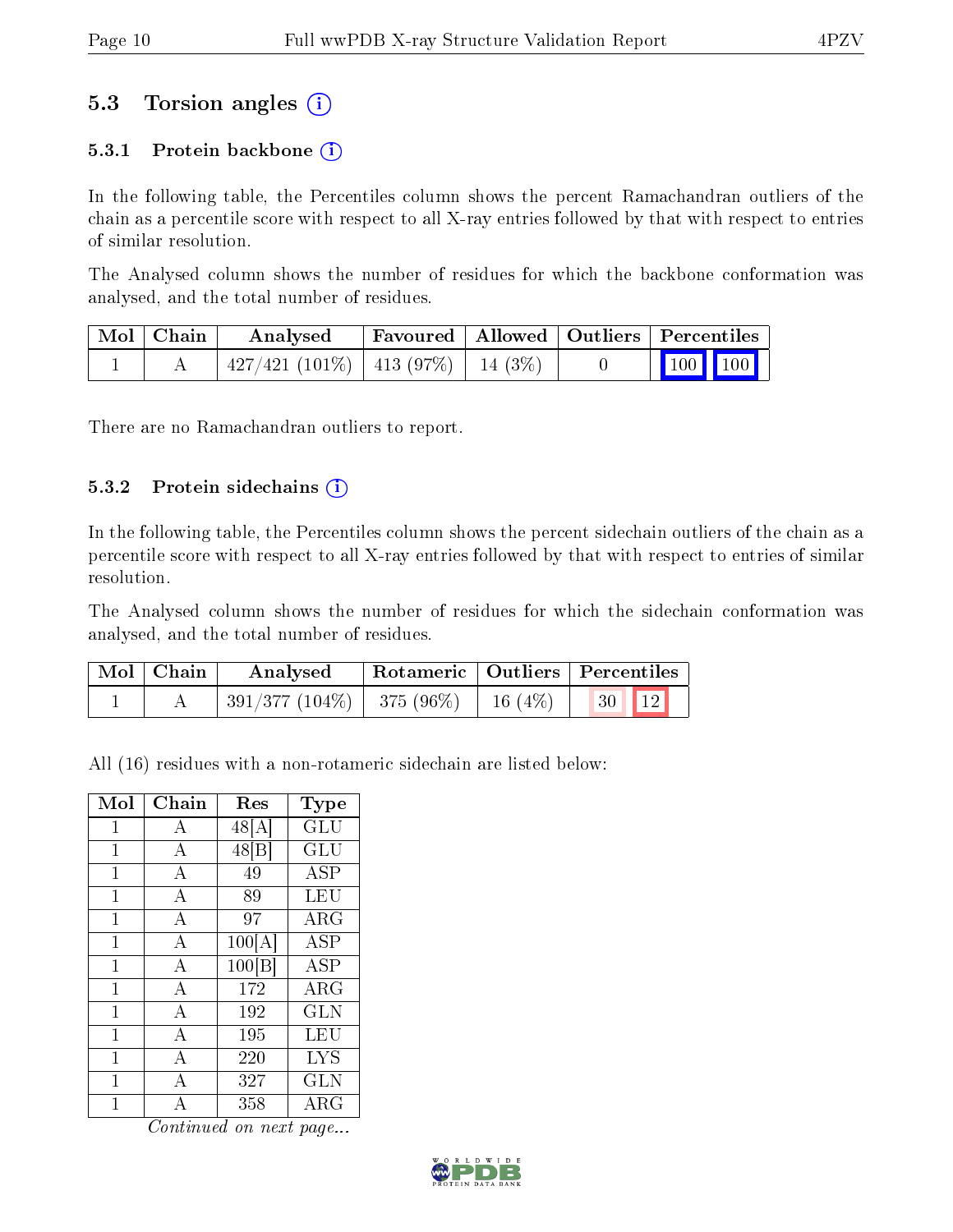## 5.3 Torsion angles (i)

### 5.3.1 Protein backbone (i)

In the following table, the Percentiles column shows the percent Ramachandran outliers of the chain as a percentile score with respect to all X-ray entries followed by that with respect to entries of similar resolution.

The Analysed column shows the number of residues for which the backbone conformation was analysed, and the total number of residues.

| Mol | Chain | Analysed | Favoured | Allowed | Outliers | Percentiles | |
|---|---|---|---|---|---|---|---|
| 1 | A | 427/421 (101%) | 413 (97%) | 14 (3%) | 0 | 100 | 100 |

There are no Ramachandran outliers to report.

### 5.3.2 Protein sidechains (i)

In the following table, the Percentiles column shows the percent sidechain outliers of the chain as a percentile score with respect to all X-ray entries followed by that with respect to entries of similar resolution.

The Analysed column shows the number of residues for which the sidechain conformation was analysed, and the total number of residues.

| Mol | Chain | Analysed | Rotameric | Outliers | Percentiles | |
|---|---|---|---|---|---|---|
| 1 | A | 391/377 (104%) | 375 (96%) | 16 (4%) | 30 | 12 |

All (16) residues with a non-rotameric sidechain are listed below:

| Mol | Chain | Res | Type |
|---|---|---|---|
| 1 | A | 48[A] | GLU |
| 1 | A | 48[B] | GLU |
| 1 | A | 49 | ASP |
| 1 | A | 89 | LEU |
| 1 | A | 97 | ARG |
| 1 | A | 100[A] | ASP |
| 1 | A | 100[B] | ASP |
| 1 | A | 172 | ARG |
| 1 | A | 192 | GLN |
| 1 | A | 195 | LEU |
| 1 | A | 220 | LYS |
| 1 | A | 327 | GLN |
| 1 | A | 358 | ARG |

*Continued on next page...*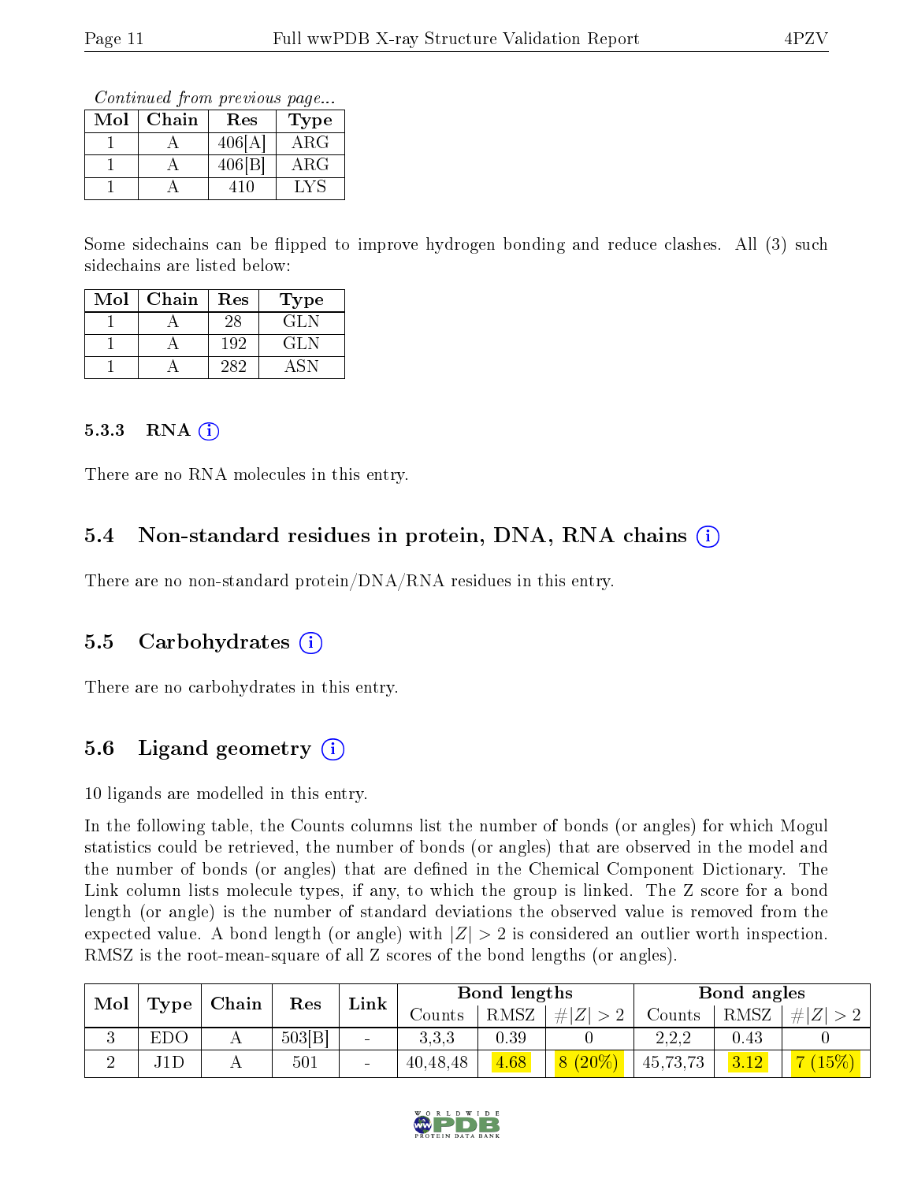*Continued from previous page...*

| Mol | Chain | Res | Type |
|---|---|---|---|
| 1 | A | 406[A] | ARG |
| 1 | A | 406[B] | ARG |
| 1 | A | 410 | LYS |

Some sidechains can be flipped to improve hydrogen bonding and reduce clashes. All (3) such sidechains are listed below:

| Mol | Chain | Res | Type |
|---|---|---|---|
| 1 | A | 28 | GLN |
| 1 | A | 192 | GLN |
| 1 | A | 282 | ASN |

#### 5.3.3 RNA

There are no RNA molecules in this entry.

### 5.4 Non-standard residues in protein, DNA, RNA chains

There are no non-standard protein/DNA/RNA residues in this entry.

### 5.5 Carbohydrates

There are no carbohydrates in this entry.

### 5.6 Ligand geometry

10 ligands are modelled in this entry.

In the following table, the Counts columns list the number of bonds (or angles) for which Mogul statistics could be retrieved, the number of bonds (or angles) that are observed in the model and the number of bonds (or angles) that are defined in the Chemical Component Dictionary. The Link column lists molecule types, if any, to which the group is linked. The Z score for a bond length (or angle) is the number of standard deviations the observed value is removed from the expected value. A bond length (or angle) with $|Z| > 2$ is considered an outlier worth inspection. RMSZ is the root-mean-square of all Z scores of the bond lengths (or angles).

| Mol | Type | Chain | Res | Link | Bond lengths | | | Bond angles | | |
|---|---|---|---|---|---|---|---|---|---|---|
| | | | | | Counts | RMSZ | $\#\|Z\|>2$ | Counts | RMSZ | $\#\|Z\|>2$ |
| 3 | EDO | A | 503[B] | - | 3,3,3 | 0.39 | 0 | 2,2,2 | 0.43 | 0 |
| 2 | J1D | A | 501 | - | 40,48,48 | 4.68 | 8 (20%) | 45,73,73 | 3.12 | 7 (15%) |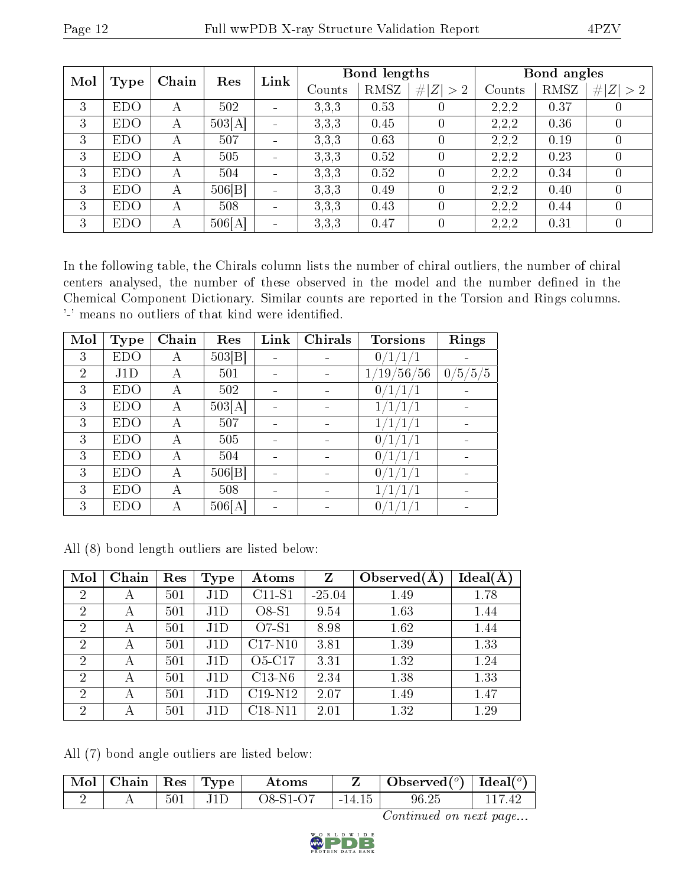| Mol | Type | Chain | Res | Link | Bond lengths | | | Bond angles | | |
|---|---|---|---|---|---|---|---|---|---|---|
| | | | | | Counts | RMSZ | #\|Z\| > 2 | Counts | RMSZ | #\|Z\| > 2 |
| 3 | EDO | A | 502 | - | 3,3,3 | 0.53 | 0 | 2,2,2 | 0.37 | 0 |
| 3 | EDO | A | 503[A] | - | 3,3,3 | 0.45 | 0 | 2,2,2 | 0.36 | 0 |
| 3 | EDO | A | 507 | - | 3,3,3 | 0.63 | 0 | 2,2,2 | 0.19 | 0 |
| 3 | EDO | A | 505 | - | 3,3,3 | 0.52 | 0 | 2,2,2 | 0.23 | 0 |
| 3 | EDO | A | 504 | - | 3,3,3 | 0.52 | 0 | 2,2,2 | 0.34 | 0 |
| 3 | EDO | A | 506[B] | - | 3,3,3 | 0.49 | 0 | 2,2,2 | 0.40 | 0 |
| 3 | EDO | A | 508 | - | 3,3,3 | 0.43 | 0 | 2,2,2 | 0.44 | 0 |
| 3 | EDO | A | 506[A] | - | 3,3,3 | 0.47 | 0 | 2,2,2 | 0.31 | 0 |

In the following table, the Chirals column lists the number of chiral outliers, the number of chiral centers analysed, the number of these observed in the model and the number defined in the Chemical Component Dictionary. Similar counts are reported in the Torsion and Rings columns. '-' means no outliers of that kind were identified.

| Mol | Type | Chain | Res | Link | Chirals | Torsions | Rings |
|---|---|---|---|---|---|---|---|
| 3 | EDO | A | 503[B] | - | - | 0/1/1/1 | - |
| 2 | J1D | A | 501 | - | - | 1/19/56/56 | 0/5/5/5 |
| 3 | EDO | A | 502 | - | - | 0/1/1/1 | - |
| 3 | EDO | A | 503[A] | - | - | 1/1/1/1 | - |
| 3 | EDO | A | 507 | - | - | 1/1/1/1 | - |
| 3 | EDO | A | 505 | - | - | 0/1/1/1 | - |
| 3 | EDO | A | 504 | - | - | 0/1/1/1 | - |
| 3 | EDO | A | 506[B] | - | - | 0/1/1/1 | - |
| 3 | EDO | A | 508 | - | - | 1/1/1/1 | - |
| 3 | EDO | A | 506[A] | - | - | 0/1/1/1 | - |

All (8) bond length outliers are listed below:

| Mol | Chain | Res | Type | Atoms | Z | Observed(Å) | Ideal(Å) |
|---|---|---|---|---|---|---|---|
| 2 | A | 501 | J1D | C11-S1 | -25.04 | 1.49 | 1.78 |
| 2 | A | 501 | J1D | O8-S1 | 9.54 | 1.63 | 1.44 |
| 2 | A | 501 | J1D | O7-S1 | 8.98 | 1.62 | 1.44 |
| 2 | A | 501 | J1D | C17-N10 | 3.81 | 1.39 | 1.33 |
| 2 | A | 501 | J1D | O5-C17 | 3.31 | 1.32 | 1.24 |
| 2 | A | 501 | J1D | C13-N6 | 2.34 | 1.38 | 1.33 |
| 2 | A | 501 | J1D | C19-N12 | 2.07 | 1.49 | 1.47 |
| 2 | A | 501 | J1D | C18-N11 | 2.01 | 1.32 | 1.29 |

All (7) bond angle outliers are listed below:

| Mol | Chain | Res | Type | Atoms | Z | Observed($^o$) | Ideal($^o$) |
|---|---|---|---|---|---|---|---|
| 2 | A | 501 | J1D | O8-S1-O7 | -14.15 | 96.25 | 117.42 |

*Continued on next page...*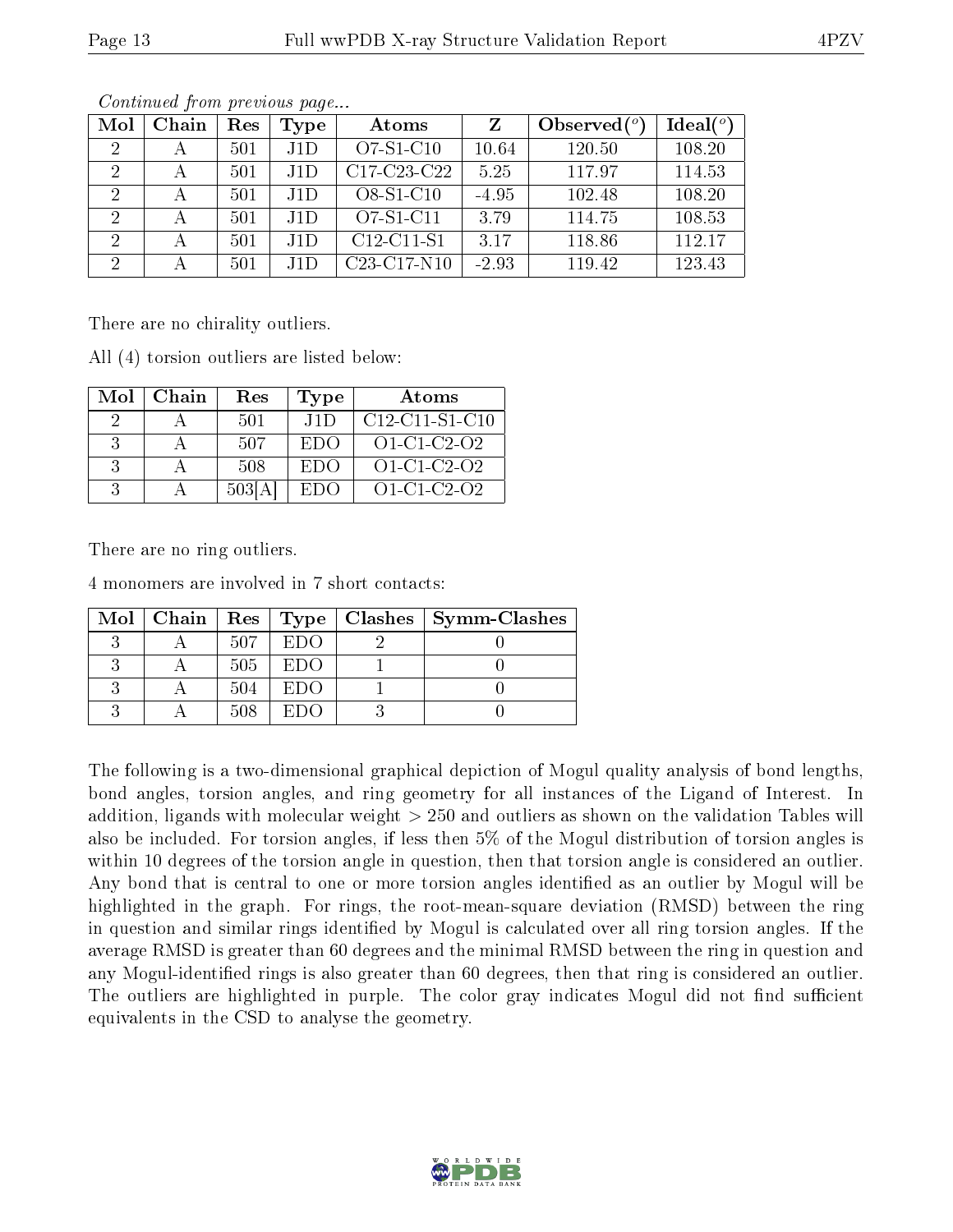*Continued from previous page...*

| Mol | Chain | Res | Type | Atoms | Z | Observed(°) | Ideal(°) |
|---|---|---|---|---|---|---|---|
| 2 | A | 501 | J1D | O7-S1-C10 | 10.64 | 120.50 | 108.20 |
| 2 | A | 501 | J1D | C17-C23-C22 | 5.25 | 117.97 | 114.53 |
| 2 | A | 501 | J1D | O8-S1-C10 | -4.95 | 102.48 | 108.20 |
| 2 | A | 501 | J1D | O7-S1-C11 | 3.79 | 114.75 | 108.53 |
| 2 | A | 501 | J1D | C12-C11-S1 | 3.17 | 118.86 | 112.17 |
| 2 | A | 501 | J1D | C23-C17-N10 | -2.93 | 119.42 | 123.43 |

There are no chirality outliers.

All (4) torsion outliers are listed below:

| Mol | Chain | Res | Type | Atoms |
|---|---|---|---|---|
| 2 | A | 501 | J1D | C12-C11-S1-C10 |
| 3 | A | 507 | EDO | O1-C1-C2-O2 |
| 3 | A | 508 | EDO | O1-C1-C2-O2 |
| 3 | A | 503[A] | EDO | O1-C1-C2-O2 |

There are no ring outliers.

4 monomers are involved in 7 short contacts:

| Mol | Chain | Res | Type | Clashes | Symm-Clashes |
|---|---|---|---|---|---|
| 3 | A | 507 | EDO | 2 | 0 |
| 3 | A | 505 | EDO | 1 | 0 |
| 3 | A | 504 | EDO | 1 | 0 |
| 3 | A | 508 | EDO | 3 | 0 |

The following is a two-dimensional graphical depiction of Mogul quality analysis of bond lengths, bond angles, torsion angles, and ring geometry for all instances of the Ligand of Interest. In addition, ligands with molecular weight > 250 and outliers as shown on the validation Tables will also be included. For torsion angles, if less then 5% of the Mogul distribution of torsion angles is within 10 degrees of the torsion angle in question, then that torsion angle is considered an outlier. Any bond that is central to one or more torsion angles identified as an outlier by Mogul will be highlighted in the graph. For rings, the root-mean-square deviation (RMSD) between the ring in question and similar rings identified by Mogul is calculated over all ring torsion angles. If the average RMSD is greater than 60 degrees and the minimal RMSD between the ring in question and any Mogul-identified rings is also greater than 60 degrees, then that ring is considered an outlier. The outliers are highlighted in purple. The color gray indicates Mogul did not find sufficient equivalents in the CSD to analyse the geometry.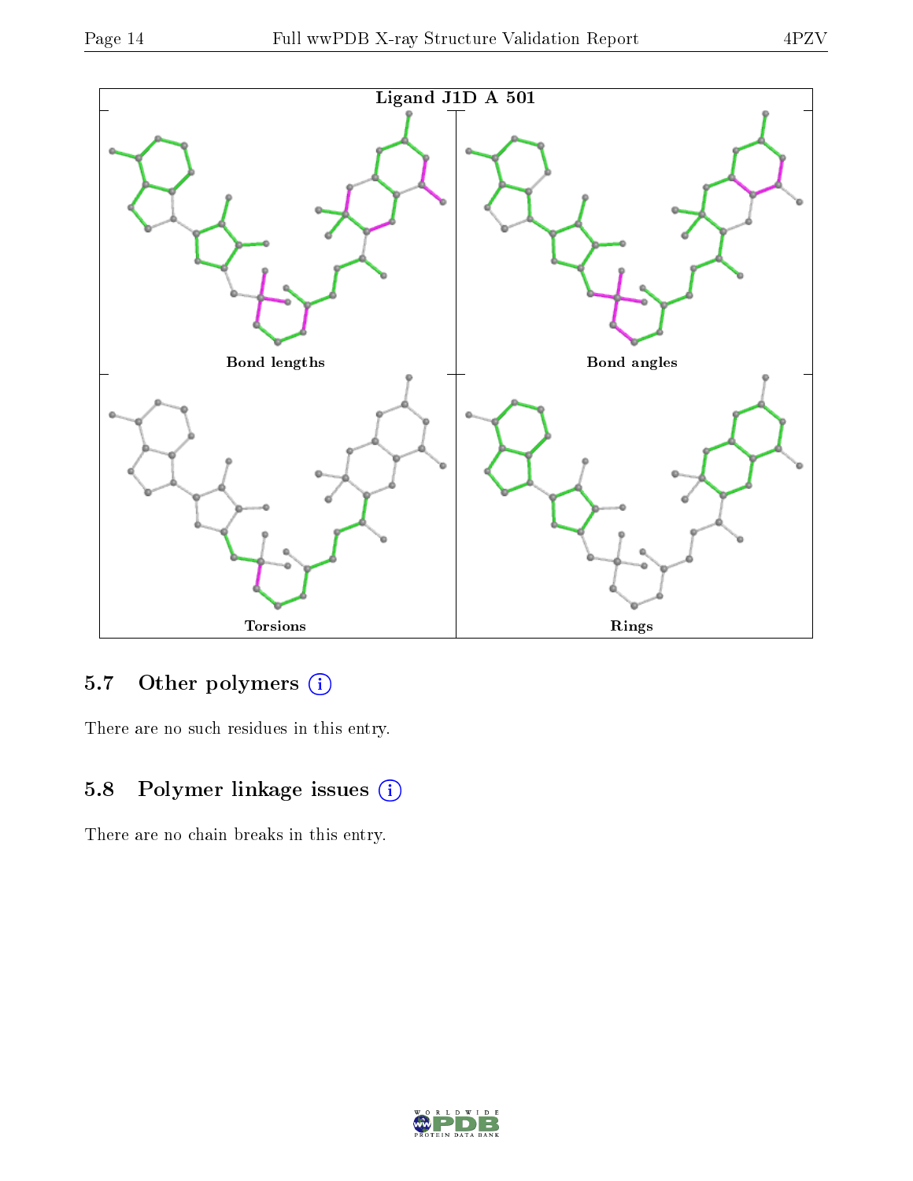Ligand J1D A 501

Bond lengths

Bond angles

Torsions

Rings

### 5.7 Other polymers

There are no such residues in this entry.

### 5.8 Polymer linkage issues

There are no chain breaks in this entry.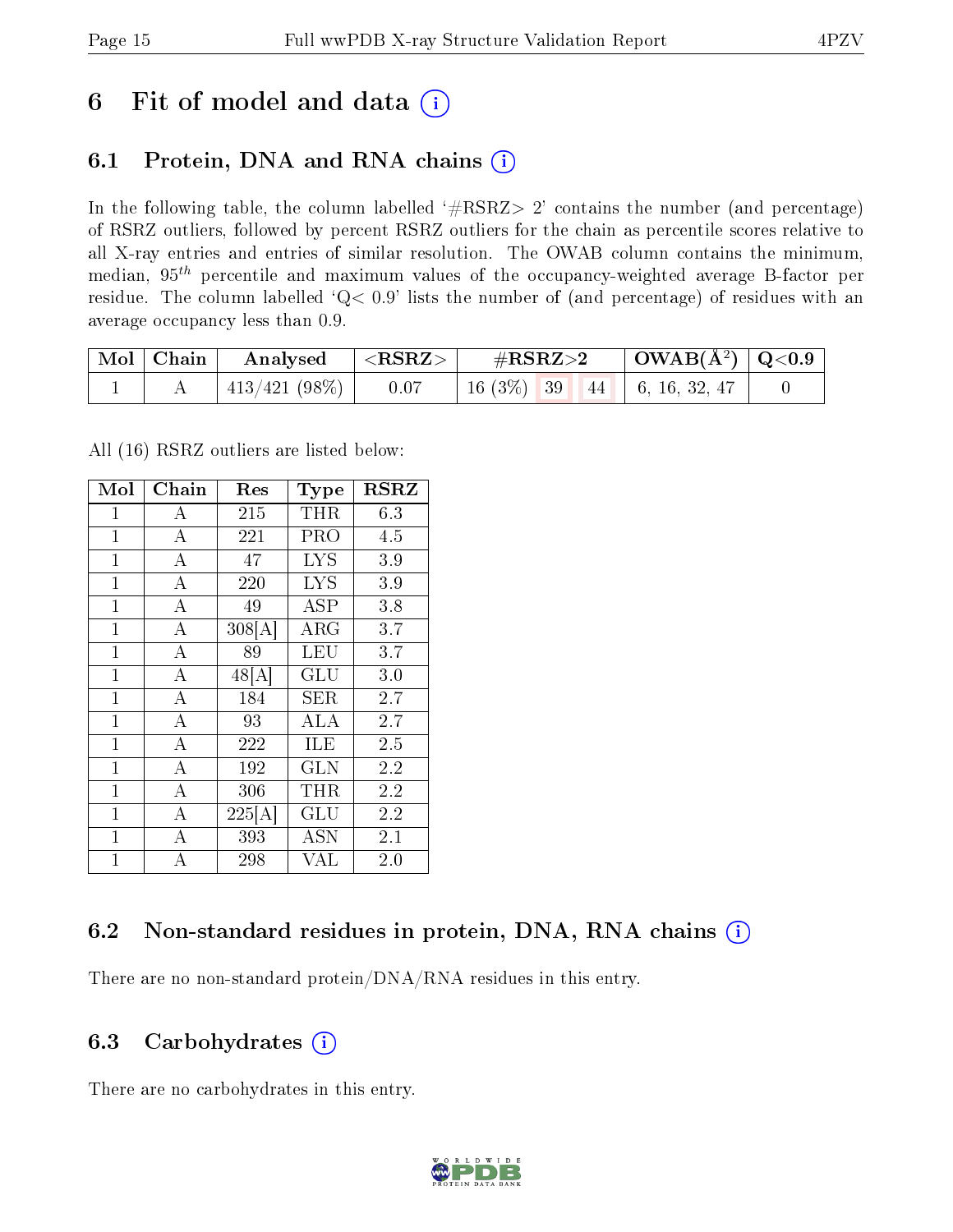# 6 Fit of model and data (i)

## 6.1 Protein, DNA and RNA chains (i)

In the following table, the column labelled '#RSRZ> 2' contains the number (and percentage) of RSRZ outliers, followed by percent RSRZ outliers for the chain as percentile scores relative to all X-ray entries and entries of similar resolution. The OWAB column contains the minimum, median, $95^{th}$ percentile and maximum values of the occupancy-weighted average B-factor per residue. The column labelled 'Q< 0.9' lists the number of (and percentage) of residues with an average occupancy less than 0.9.

| Mol | Chain | Analysed | <RSRZ> | #RSRZ>2 | | | OWAB(Å$^2$) | Q<0.9 |
|---|---|---|---|---|---|---|---|---|
| 1 | A | 413/421 (98%) | 0.07 | 16 (3%) | 39 | 44 | 6, 16, 32, 47 | 0 |

All (16) RSRZ outliers are listed below:

| Mol | Chain | Res | Type | RSRZ |
|---|---|---|---|---|
| 1 | A | 215 | THR | 6.3 |
| 1 | A | 221 | PRO | 4.5 |
| 1 | A | 47 | LYS | 3.9 |
| 1 | A | 220 | LYS | 3.9 |
| 1 | A | 49 | ASP | 3.8 |
| 1 | A | 308[A] | ARG | 3.7 |
| 1 | A | 89 | LEU | 3.7 |
| 1 | A | 48[A] | GLU | 3.0 |
| 1 | A | 184 | SER | 2.7 |
| 1 | A | 93 | ALA | 2.7 |
| 1 | A | 222 | ILE | 2.5 |
| 1 | A | 192 | GLN | 2.2 |
| 1 | A | 306 | THR | 2.2 |
| 1 | A | 225[A] | GLU | 2.2 |
| 1 | A | 393 | ASN | 2.1 |
| 1 | A | 298 | VAL | 2.0 |

## 6.2 Non-standard residues in protein, DNA, RNA chains (i)

There are no non-standard protein/DNA/RNA residues in this entry.

## 6.3 Carbohydrates (i)

There are no carbohydrates in this entry.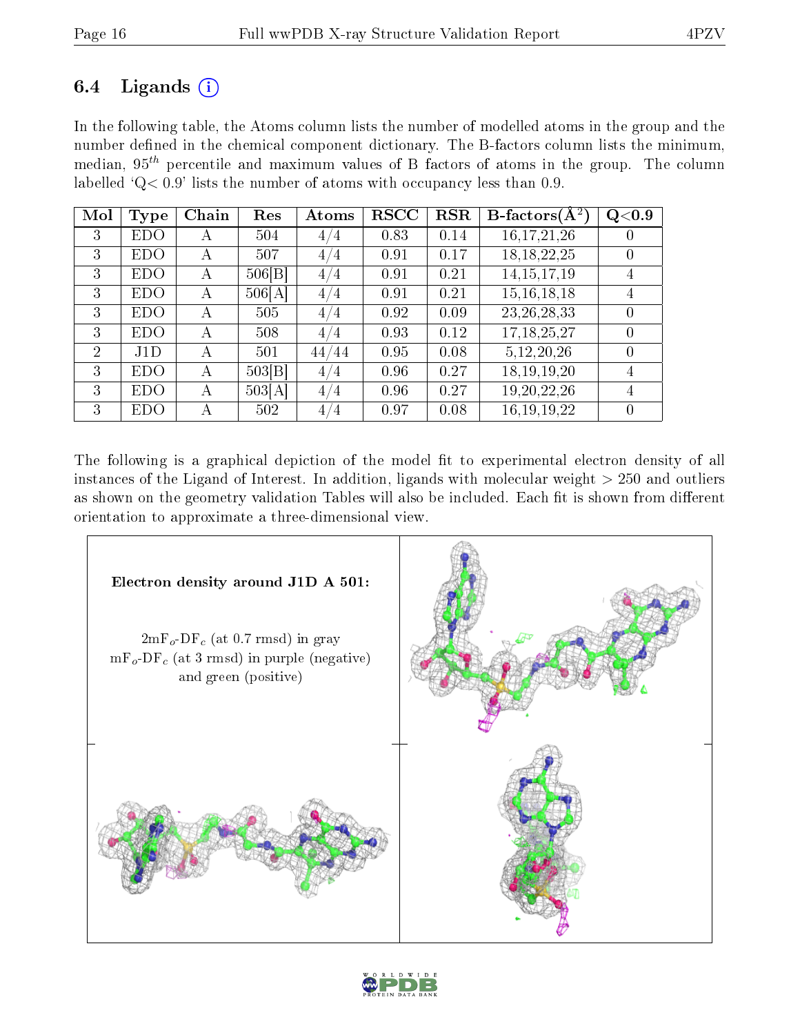### 6.4 Ligands

In the following table, the Atoms column lists the number of modelled atoms in the group and the number defined in the chemical component dictionary. The B-factors column lists the minimum, median, $95^{th}$ percentile and maximum values of B factors of atoms in the group. The column labelled 'Q< 0.9' lists the number of atoms with occupancy less than 0.9.

| Mol | Type | Chain | Res | Atoms | RSCC | RSR | B-factors($Å^2$) | Q<0.9 |
|---|---|---|---|---|---|---|---|---|
| 3 | EDO | A | 504 | 4/4 | 0.83 | 0.14 | 16,17,21,26 | 0 |
| 3 | EDO | A | 507 | 4/4 | 0.91 | 0.17 | 18,18,22,25 | 0 |
| 3 | EDO | A | 506[B] | 4/4 | 0.91 | 0.21 | 14,15,17,19 | 4 |
| 3 | EDO | A | 506[A] | 4/4 | 0.91 | 0.21 | 15,16,18,18 | 4 |
| 3 | EDO | A | 505 | 4/4 | 0.92 | 0.09 | 23,26,28,33 | 0 |
| 3 | EDO | A | 508 | 4/4 | 0.93 | 0.12 | 17,18,25,27 | 0 |
| 2 | J1D | A | 501 | 44/44 | 0.95 | 0.08 | 5,12,20,26 | 0 |
| 3 | EDO | A | 503[B] | 4/4 | 0.96 | 0.27 | 18,19,19,20 | 4 |
| 3 | EDO | A | 503[A] | 4/4 | 0.96 | 0.27 | 19,20,22,26 | 4 |
| 3 | EDO | A | 502 | 4/4 | 0.97 | 0.08 | 16,19,19,22 | 0 |

The following is a graphical depiction of the model fit to experimental electron density of all instances of the Ligand of Interest. In addition, ligands with molecular weight > 250 and outliers as shown on the geometry validation Tables will also be included. Each fit is shown from different orientation to approximate a three-dimensional view.

**Electron density around J1D A 501:**

$2mF_o$-$DF_c$ (at 0.7 rmsd) in gray
$mF_o$-$DF_c$ (at 3 rmsd) in purple (negative) and green (positive)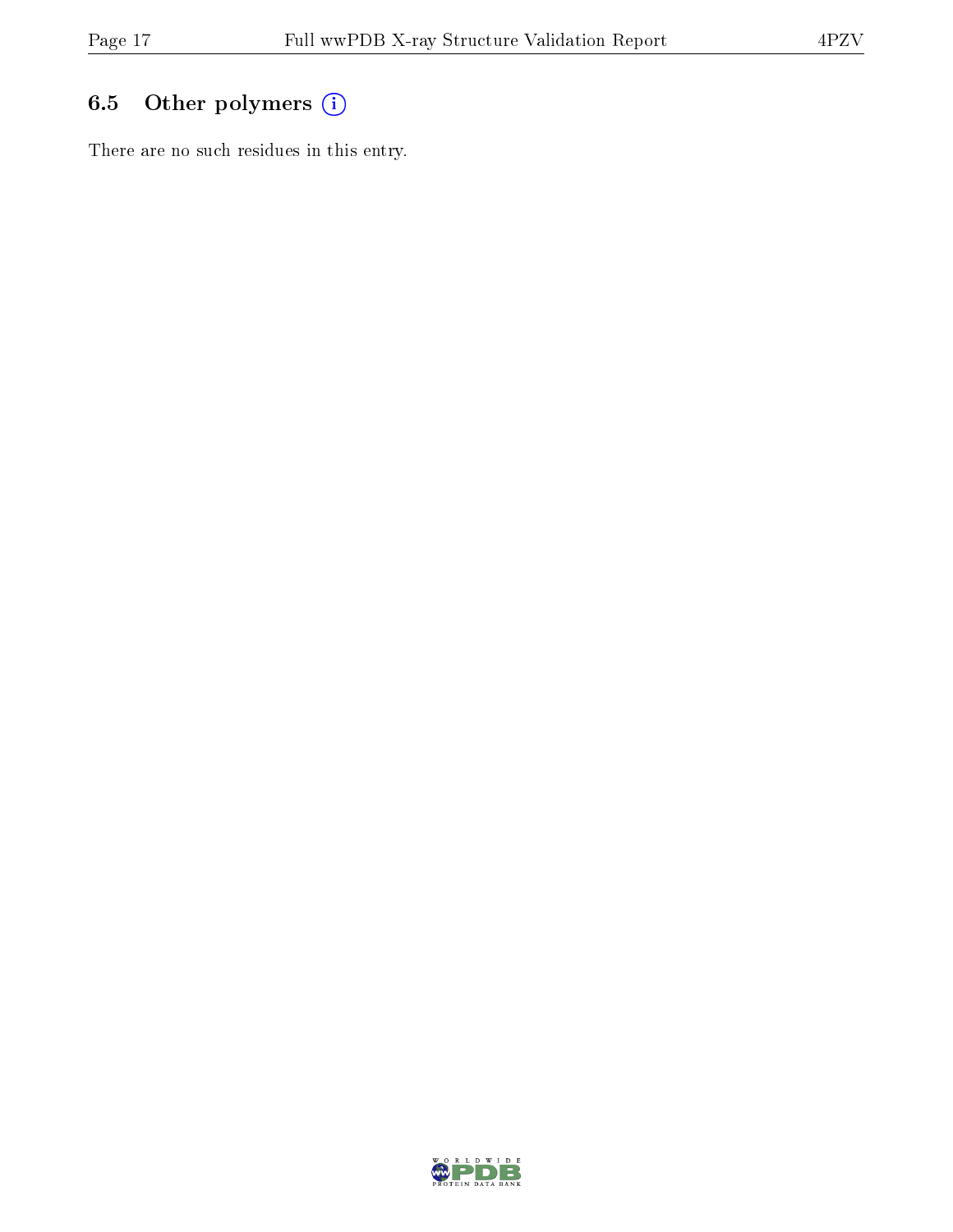### 6.5 Other polymers

There are no such residues in this entry.